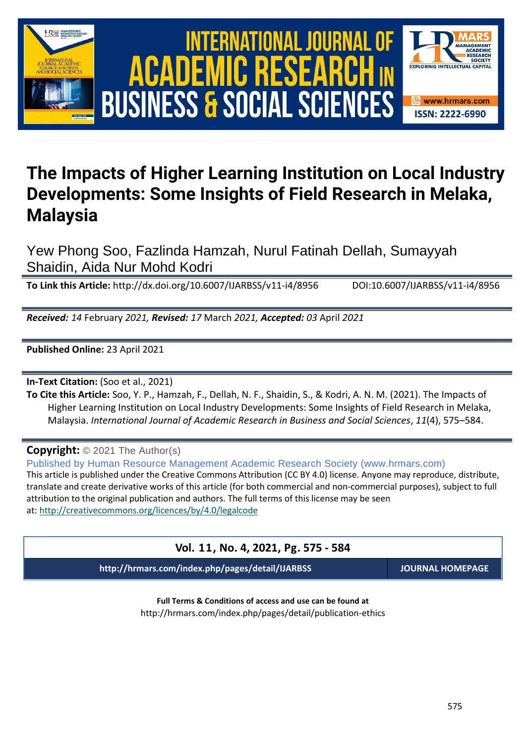# The Impacts of Higher Learning Institution on Local Industry Developments: Some Insights of Field Research in Melaka, Malaysia

Yew Phong Soo, Fazlinda Hamzah, Nurul Fatinah Dellah, Sumayyah Shaidin, Aida Nur Mohd Kodri

**To Link this Article:** http://dx.doi.org/10.6007/IJARBSS/v11-i4/8956 DOI:10.6007/IJARBSS/v11-i4/8956

***Received:** 14* February *2021, **Revised:** 17* March *2021, **Accepted:** 03* April *2021*

**Published Online:** 23 April 2021

**In-Text Citation:** (Soo et al., 2021)

**To Cite this Article:** Soo, Y. P., Hamzah, F., Dellah, N. F., Shaidin, S., & Kodri, A. N. M. (2021). The Impacts of Higher Learning Institution on Local Industry Developments: Some Insights of Field Research in Melaka, Malaysia. *International Journal of Academic Research in Business and Social Sciences*, *11*(4), 575–584.

**Copyright:** © 2021 The Author(s)

Published by Human Resource Management Academic Research Society (www.hrmars.com)

This article is published under the Creative Commons Attribution (CC BY 4.0) license. Anyone may reproduce, distribute, translate and create derivative works of this article (for both commercial and non-commercial purposes), subject to full attribution to the original publication and authors. The full terms of this license may be seen at: http://creativecommons.org/licences/by/4.0/legalcode

**Vol. 11, No. 4, 2021, Pg. 575 - 584**

**http://hrmars.com/index.php/pages/detail/IJARBSS** **JOURNAL HOMEPAGE**

**Full Terms & Conditions of access and use can be found at**
http://hrmars.com/index.php/pages/detail/publication-ethics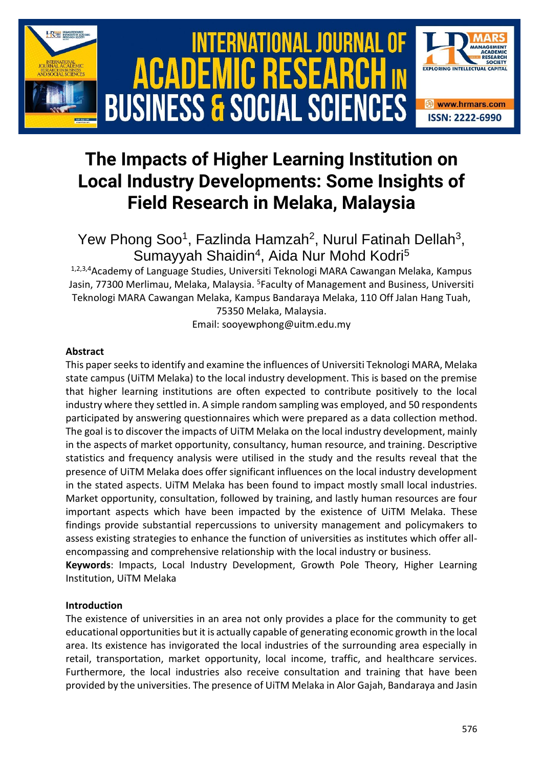# The Impacts of Higher Learning Institution on Local Industry Developments: Some Insights of Field Research in Melaka, Malaysia

Yew Phong Soo[1], Fazlinda Hamzah[2], Nurul Fatinah Dellah[3], Sumayyah Shaidin[4], Aida Nur Mohd Kodri[5]

[1,2,3,4]Academy of Language Studies, Universiti Teknologi MARA Cawangan Melaka, Kampus Jasin, 77300 Merlimau, Melaka, Malaysia. [5]Faculty of Management and Business, Universiti Teknologi MARA Cawangan Melaka, Kampus Bandaraya Melaka, 110 Off Jalan Hang Tuah, 75350 Melaka, Malaysia.
Email: sooyewphong@uitm.edu.my

### Abstract

This paper seeks to identify and examine the influences of Universiti Teknologi MARA, Melaka state campus (UiTM Melaka) to the local industry development. This is based on the premise that higher learning institutions are often expected to contribute positively to the local industry where they settled in. A simple random sampling was employed, and 50 respondents participated by answering questionnaires which were prepared as a data collection method. The goal is to discover the impacts of UiTM Melaka on the local industry development, mainly in the aspects of market opportunity, consultancy, human resource, and training. Descriptive statistics and frequency analysis were utilised in the study and the results reveal that the presence of UiTM Melaka does offer significant influences on the local industry development in the stated aspects. UiTM Melaka has been found to impact mostly small local industries. Market opportunity, consultation, followed by training, and lastly human resources are four important aspects which have been impacted by the existence of UiTM Melaka. These findings provide substantial repercussions to university management and policymakers to assess existing strategies to enhance the function of universities as institutes which offer all-encompassing and comprehensive relationship with the local industry or business.

**Keywords**: Impacts, Local Industry Development, Growth Pole Theory, Higher Learning Institution, UiTM Melaka

### Introduction

The existence of universities in an area not only provides a place for the community to get educational opportunities but it is actually capable of generating economic growth in the local area. Its existence has invigorated the local industries of the surrounding area especially in retail, transportation, market opportunity, local income, traffic, and healthcare services. Furthermore, the local industries also receive consultation and training that have been provided by the universities. The presence of UiTM Melaka in Alor Gajah, Bandaraya and Jasin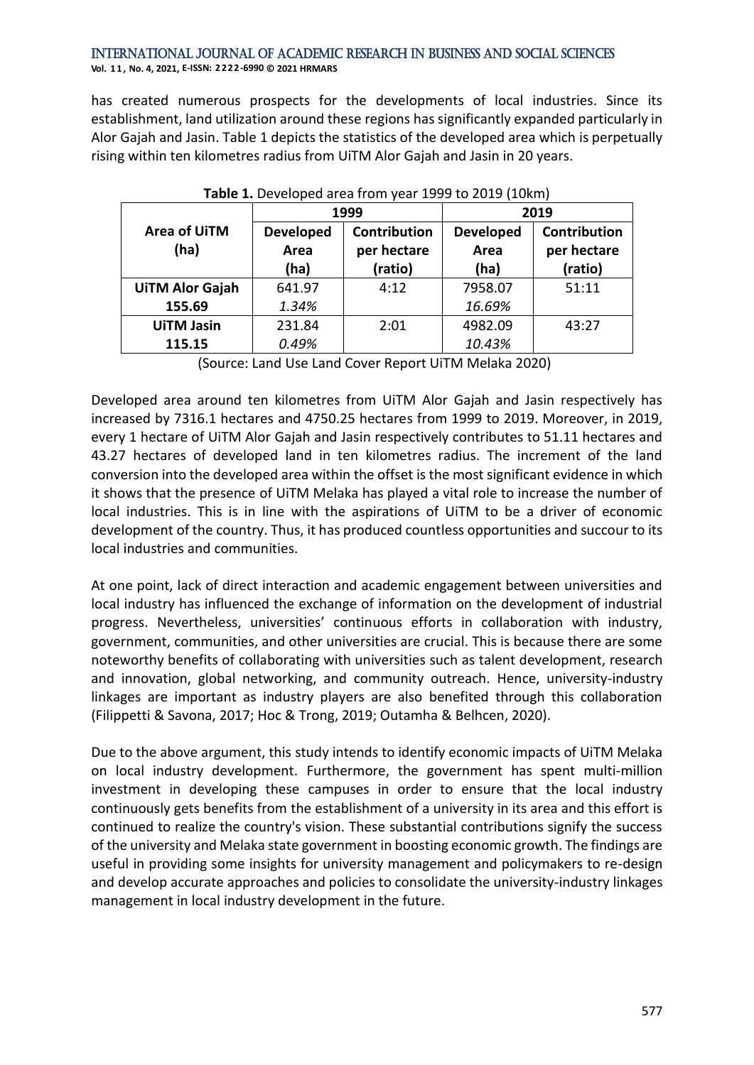has created numerous prospects for the developments of local industries. Since its establishment, land utilization around these regions has significantly expanded particularly in Alor Gajah and Jasin. Table 1 depicts the statistics of the developed area which is perpetually rising within ten kilometres radius from UiTM Alor Gajah and Jasin in 20 years.

**Table 1.** Developed area from year 1999 to 2019 (10km)

| Area of UiTM (ha) | 1999 | | 2019 | |
|---|---|---|---|---|
| | **Developed Area (ha)** | **Contribution per hectare (ratio)** | **Developed Area (ha)** | **Contribution per hectare (ratio)** |
| **UiTM Alor Gajah 155.69** | 641.97 *1.34%* | 4:12 | 7958.07 *16.69%* | 51:11 |
| **UiTM Jasin 115.15** | 231.84 *0.49%* | 2:01 | 4982.09 *10.43%* | 43:27 |

(Source: Land Use Land Cover Report UiTM Melaka 2020)

Developed area around ten kilometres from UiTM Alor Gajah and Jasin respectively has increased by 7316.1 hectares and 4750.25 hectares from 1999 to 2019. Moreover, in 2019, every 1 hectare of UiTM Alor Gajah and Jasin respectively contributes to 51.11 hectares and 43.27 hectares of developed land in ten kilometres radius. The increment of the land conversion into the developed area within the offset is the most significant evidence in which it shows that the presence of UiTM Melaka has played a vital role to increase the number of local industries. This is in line with the aspirations of UiTM to be a driver of economic development of the country. Thus, it has produced countless opportunities and succour to its local industries and communities.

At one point, lack of direct interaction and academic engagement between universities and local industry has influenced the exchange of information on the development of industrial progress. Nevertheless, universities' continuous efforts in collaboration with industry, government, communities, and other universities are crucial. This is because there are some noteworthy benefits of collaborating with universities such as talent development, research and innovation, global networking, and community outreach. Hence, university-industry linkages are important as industry players are also benefited through this collaboration (Filippetti & Savona, 2017; Hoc & Trong, 2019; Outamha & Belhcen, 2020).

Due to the above argument, this study intends to identify economic impacts of UiTM Melaka on local industry development. Furthermore, the government has spent multi-million investment in developing these campuses in order to ensure that the local industry continuously gets benefits from the establishment of a university in its area and this effort is continued to realize the country's vision. These substantial contributions signify the success of the university and Melaka state government in boosting economic growth. The findings are useful in providing some insights for university management and policymakers to re-design and develop accurate approaches and policies to consolidate the university-industry linkages management in local industry development in the future.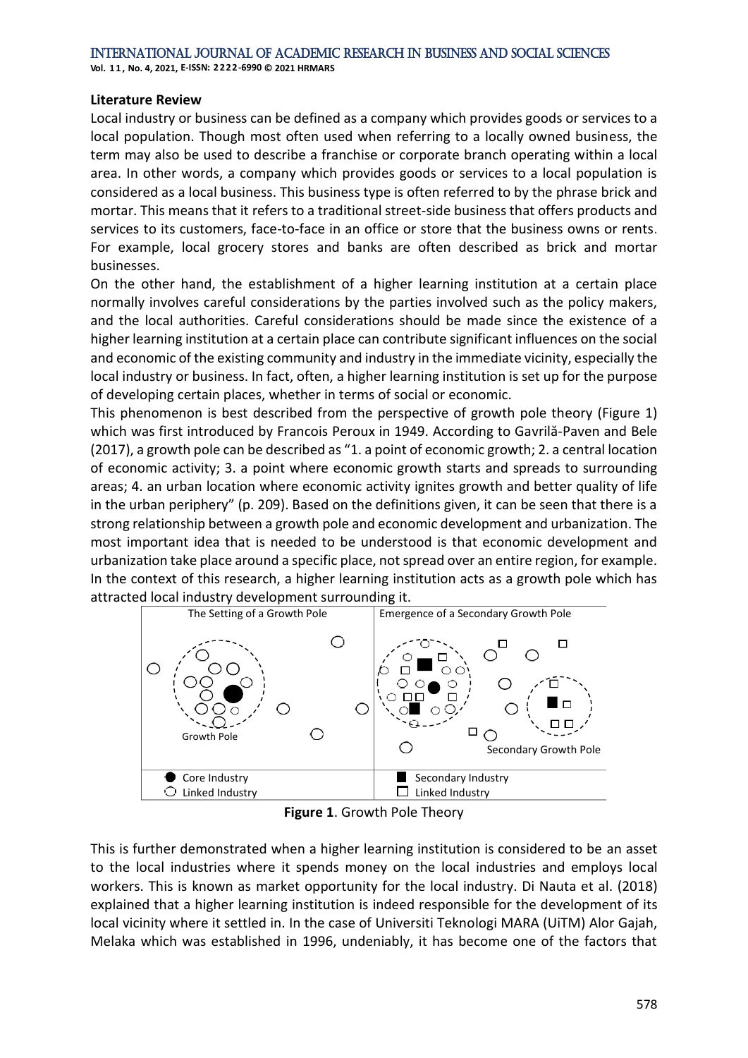**Literature Review**

Local industry or business can be defined as a company which provides goods or services to a local population. Though most often used when referring to a locally owned business, the term may also be used to describe a franchise or corporate branch operating within a local area. In other words, a company which provides goods or services to a local population is considered as a local business. This business type is often referred to by the phrase brick and mortar. This means that it refers to a traditional street-side business that offers products and services to its customers, face-to-face in an office or store that the business owns or rents. For example, local grocery stores and banks are often described as brick and mortar businesses.

On the other hand, the establishment of a higher learning institution at a certain place normally involves careful considerations by the parties involved such as the policy makers, and the local authorities. Careful considerations should be made since the existence of a higher learning institution at a certain place can contribute significant influences on the social and economic of the existing community and industry in the immediate vicinity, especially the local industry or business. In fact, often, a higher learning institution is set up for the purpose of developing certain places, whether in terms of social or economic.

This phenomenon is best described from the perspective of growth pole theory (Figure 1) which was first introduced by Francois Peroux in 1949. According to Gavrilă-Paven and Bele (2017), a growth pole can be described as "1. a point of economic growth; 2. a central location of economic activity; 3. a point where economic growth starts and spreads to surrounding areas; 4. an urban location where economic activity ignites growth and better quality of life in the urban periphery" (p. 209). Based on the definitions given, it can be seen that there is a strong relationship between a growth pole and economic development and urbanization. The most important idea that is needed to be understood is that economic development and urbanization take place around a specific place, not spread over an entire region, for example. In the context of this research, a higher learning institution acts as a growth pole which has attracted local industry development surrounding it.

| The Setting of a Growth Pole | Emergence of a Secondary Growth Pole |
|---|---|
| Growth Pole | Secondary Growth Pole |
| ● Core Industry ○ Linked Industry | ■ Secondary Industry □ Linked Industry |

**Figure 1**. Growth Pole Theory

This is further demonstrated when a higher learning institution is considered to be an asset to the local industries where it spends money on the local industries and employs local workers. This is known as market opportunity for the local industry. Di Nauta et al. (2018) explained that a higher learning institution is indeed responsible for the development of its local vicinity where it settled in. In the case of Universiti Teknologi MARA (UiTM) Alor Gajah, Melaka which was established in 1996, undeniably, it has become one of the factors that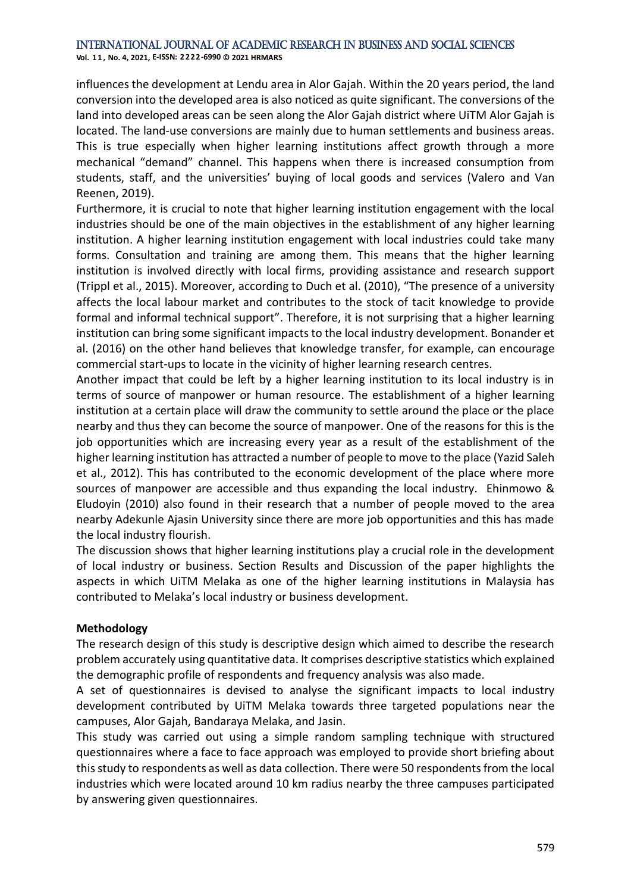influences the development at Lendu area in Alor Gajah. Within the 20 years period, the land conversion into the developed area is also noticed as quite significant. The conversions of the land into developed areas can be seen along the Alor Gajah district where UiTM Alor Gajah is located. The land-use conversions are mainly due to human settlements and business areas. This is true especially when higher learning institutions affect growth through a more mechanical "demand" channel. This happens when there is increased consumption from students, staff, and the universities' buying of local goods and services (Valero and Van Reenen, 2019).

Furthermore, it is crucial to note that higher learning institution engagement with the local industries should be one of the main objectives in the establishment of any higher learning institution. A higher learning institution engagement with local industries could take many forms. Consultation and training are among them. This means that the higher learning institution is involved directly with local firms, providing assistance and research support (Trippl et al., 2015). Moreover, according to Duch et al. (2010), "The presence of a university affects the local labour market and contributes to the stock of tacit knowledge to provide formal and informal technical support". Therefore, it is not surprising that a higher learning institution can bring some significant impacts to the local industry development. Bonander et al. (2016) on the other hand believes that knowledge transfer, for example, can encourage commercial start-ups to locate in the vicinity of higher learning research centres.

Another impact that could be left by a higher learning institution to its local industry is in terms of source of manpower or human resource. The establishment of a higher learning institution at a certain place will draw the community to settle around the place or the place nearby and thus they can become the source of manpower. One of the reasons for this is the job opportunities which are increasing every year as a result of the establishment of the higher learning institution has attracted a number of people to move to the place (Yazid Saleh et al., 2012). This has contributed to the economic development of the place where more sources of manpower are accessible and thus expanding the local industry. Ehinmowo & Eludoyin (2010) also found in their research that a number of people moved to the area nearby Adekunle Ajasin University since there are more job opportunities and this has made the local industry flourish.

The discussion shows that higher learning institutions play a crucial role in the development of local industry or business. Section Results and Discussion of the paper highlights the aspects in which UiTM Melaka as one of the higher learning institutions in Malaysia has contributed to Melaka's local industry or business development.

## Methodology

The research design of this study is descriptive design which aimed to describe the research problem accurately using quantitative data. It comprises descriptive statistics which explained the demographic profile of respondents and frequency analysis was also made.

A set of questionnaires is devised to analyse the significant impacts to local industry development contributed by UiTM Melaka towards three targeted populations near the campuses, Alor Gajah, Bandaraya Melaka, and Jasin.

This study was carried out using a simple random sampling technique with structured questionnaires where a face to face approach was employed to provide short briefing about this study to respondents as well as data collection. There were 50 respondents from the local industries which were located around 10 km radius nearby the three campuses participated by answering given questionnaires.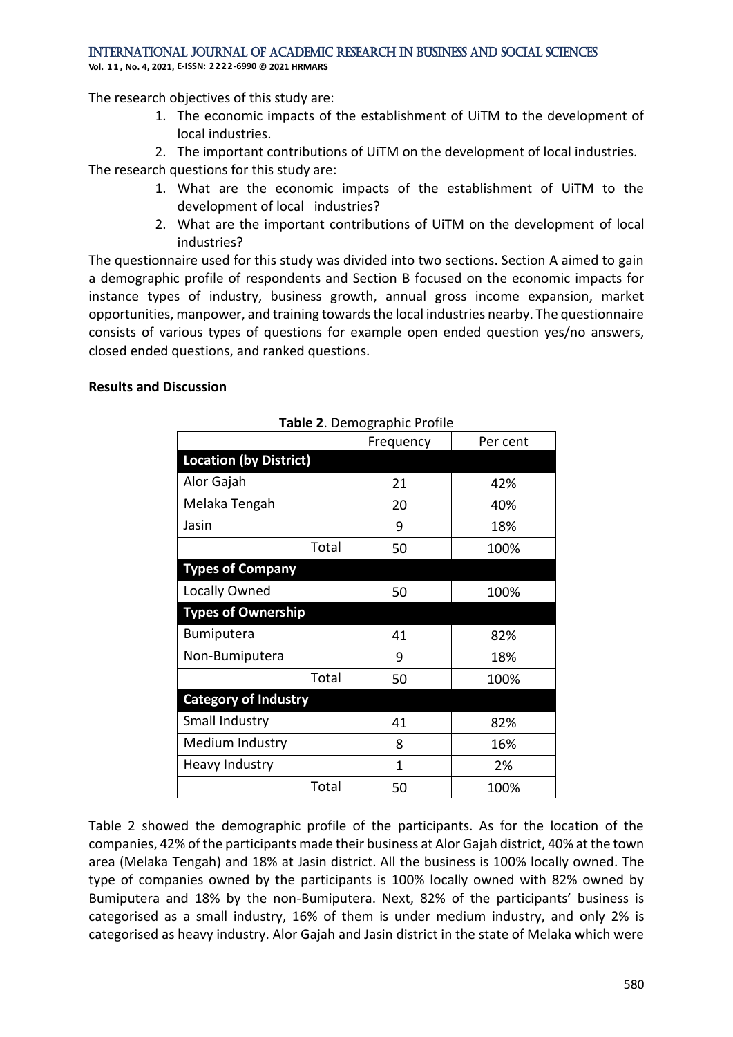The research objectives of this study are:

1. The economic impacts of the establishment of UiTM to the development of local industries.
2. The important contributions of UiTM on the development of local industries.

The research questions for this study are:

1. What are the economic impacts of the establishment of UiTM to the development of local industries?
2. What are the important contributions of UiTM on the development of local industries?

The questionnaire used for this study was divided into two sections. Section A aimed to gain a demographic profile of respondents and Section B focused on the economic impacts for instance types of industry, business growth, annual gross income expansion, market opportunities, manpower, and training towards the local industries nearby. The questionnaire consists of various types of questions for example open ended question yes/no answers, closed ended questions, and ranked questions.

**Results and Discussion**

**Table 2**. Demographic Profile

| | Frequency | Per cent |
|---|---|---|
| **Location (by District)** | | |
| Alor Gajah | 21 | 42% |
| Melaka Tengah | 20 | 40% |
| Jasin | 9 | 18% |
| Total | 50 | 100% |
| **Types of Company** | | |
| Locally Owned | 50 | 100% |
| **Types of Ownership** | | |
| Bumiputera | 41 | 82% |
| Non-Bumiputera | 9 | 18% |
| Total | 50 | 100% |
| **Category of Industry** | | |
| Small Industry | 41 | 82% |
| Medium Industry | 8 | 16% |
| Heavy Industry | 1 | 2% |
| Total | 50 | 100% |

Table 2 showed the demographic profile of the participants. As for the location of the companies, 42% of the participants made their business at Alor Gajah district, 40% at the town area (Melaka Tengah) and 18% at Jasin district. All the business is 100% locally owned. The type of companies owned by the participants is 100% locally owned with 82% owned by Bumiputera and 18% by the non-Bumiputera. Next, 82% of the participants' business is categorised as a small industry, 16% of them is under medium industry, and only 2% is categorised as heavy industry. Alor Gajah and Jasin district in the state of Melaka which were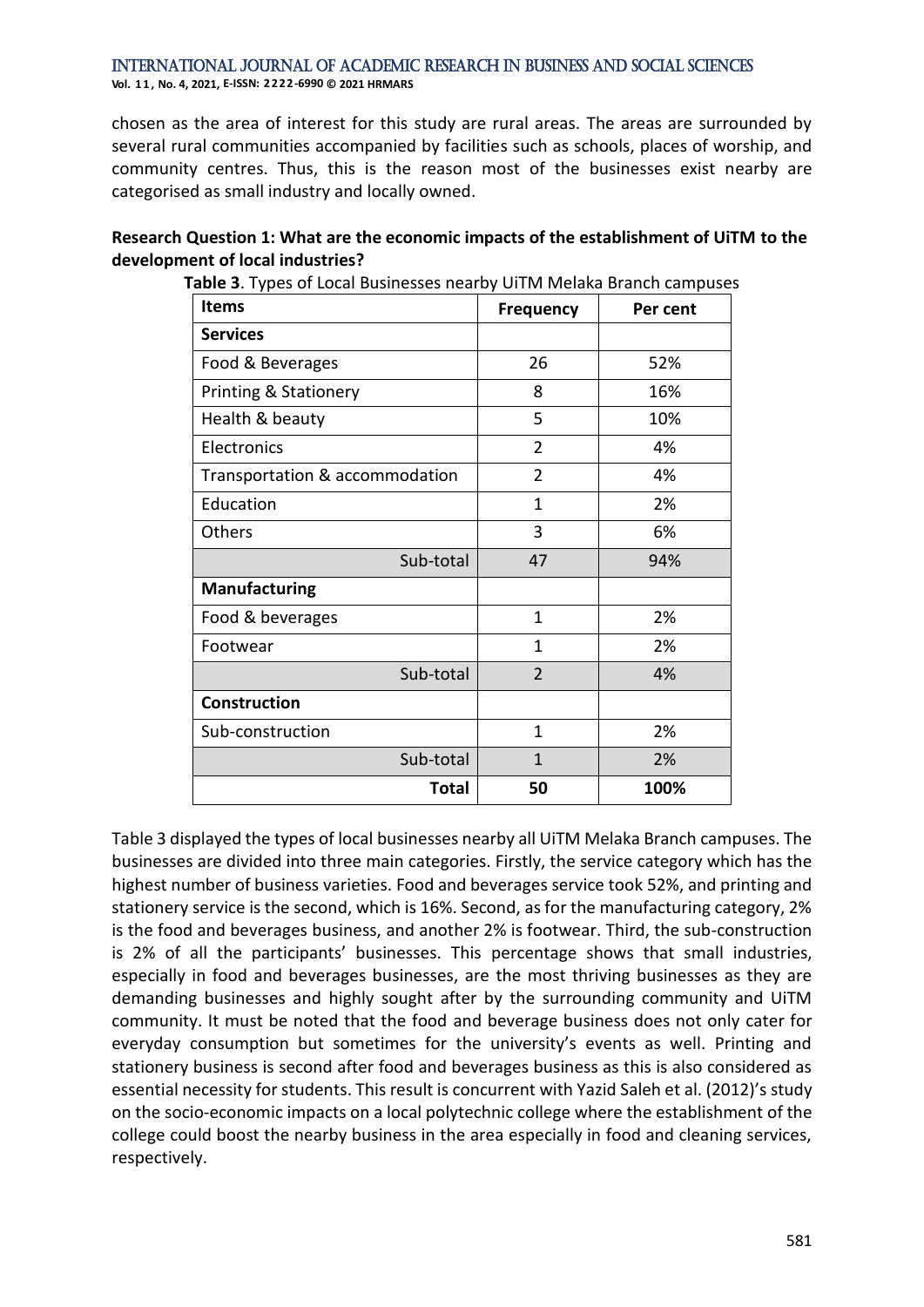chosen as the area of interest for this study are rural areas. The areas are surrounded by several rural communities accompanied by facilities such as schools, places of worship, and community centres. Thus, this is the reason most of the businesses exist nearby are categorised as small industry and locally owned.

**Research Question 1: What are the economic impacts of the establishment of UiTM to the development of local industries?**

**Table 3**. Types of Local Businesses nearby UiTM Melaka Branch campuses

| Items | Frequency | Per cent |
|---|---|---|
| **Services** | | |
| Food & Beverages | 26 | 52% |
| Printing & Stationery | 8 | 16% |
| Health & beauty | 5 | 10% |
| Electronics | 2 | 4% |
| Transportation & accommodation | 2 | 4% |
| Education | 1 | 2% |
| Others | 3 | 6% |
| Sub-total | 47 | 94% |
| **Manufacturing** | | |
| Food & beverages | 1 | 2% |
| Footwear | 1 | 2% |
| Sub-total | 2 | 4% |
| **Construction** | | |
| Sub-construction | 1 | 2% |
| Sub-total | 1 | 2% |
| **Total** | **50** | **100%** |

Table 3 displayed the types of local businesses nearby all UiTM Melaka Branch campuses. The businesses are divided into three main categories. Firstly, the service category which has the highest number of business varieties. Food and beverages service took 52%, and printing and stationery service is the second, which is 16%. Second, as for the manufacturing category, 2% is the food and beverages business, and another 2% is footwear. Third, the sub-construction is 2% of all the participants' businesses. This percentage shows that small industries, especially in food and beverages businesses, are the most thriving businesses as they are demanding businesses and highly sought after by the surrounding community and UiTM community. It must be noted that the food and beverage business does not only cater for everyday consumption but sometimes for the university's events as well. Printing and stationery business is second after food and beverages business as this is also considered as essential necessity for students. This result is concurrent with Yazid Saleh et al. (2012)'s study on the socio-economic impacts on a local polytechnic college where the establishment of the college could boost the nearby business in the area especially in food and cleaning services, respectively.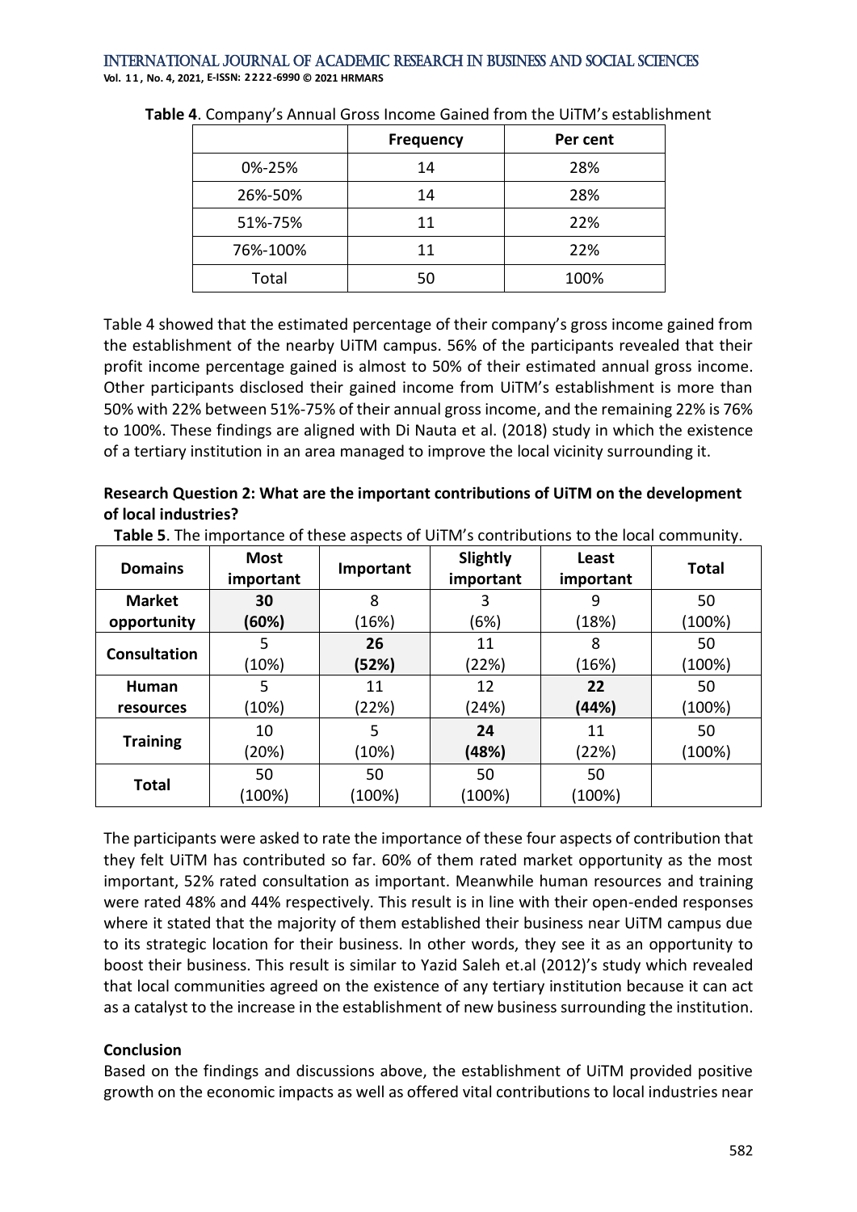**Table 4**. Company's Annual Gross Income Gained from the UiTM's establishment

| | Frequency | Per cent |
|---|---|---|
| 0%-25% | 14 | 28% |
| 26%-50% | 14 | 28% |
| 51%-75% | 11 | 22% |
| 76%-100% | 11 | 22% |
| Total | 50 | 100% |

Table 4 showed that the estimated percentage of their company's gross income gained from the establishment of the nearby UiTM campus. 56% of the participants revealed that their profit income percentage gained is almost to 50% of their estimated annual gross income. Other participants disclosed their gained income from UiTM's establishment is more than 50% with 22% between 51%-75% of their annual gross income, and the remaining 22% is 76% to 100%. These findings are aligned with Di Nauta et al. (2018) study in which the existence of a tertiary institution in an area managed to improve the local vicinity surrounding it.

**Research Question 2: What are the important contributions of UiTM on the development of local industries?**

**Table 5**. The importance of these aspects of UiTM's contributions to the local community.

| Domains | Most important | Important | Slightly important | Least important | Total |
|---|---|---|---|---|---|
| **Market opportunity** | **30 (60%)** | 8 (16%) | 3 (6%) | 9 (18%) | 50 (100%) |
| **Consultation** | 5 (10%) | **26 (52%)** | 11 (22%) | 8 (16%) | 50 (100%) |
| **Human resources** | 5 (10%) | 11 (22%) | 12 (24%) | **22 (44%)** | 50 (100%) |
| **Training** | 10 (20%) | 5 (10%) | **24 (48%)** | 11 (22%) | 50 (100%) |
| **Total** | 50 (100%) | 50 (100%) | 50 (100%) | 50 (100%) | |

The participants were asked to rate the importance of these four aspects of contribution that they felt UiTM has contributed so far. 60% of them rated market opportunity as the most important, 52% rated consultation as important. Meanwhile human resources and training were rated 48% and 44% respectively. This result is in line with their open-ended responses where it stated that the majority of them established their business near UiTM campus due to its strategic location for their business. In other words, they see it as an opportunity to boost their business. This result is similar to Yazid Saleh et.al (2012)'s study which revealed that local communities agreed on the existence of any tertiary institution because it can act as a catalyst to the increase in the establishment of new business surrounding the institution.

**Conclusion**

Based on the findings and discussions above, the establishment of UiTM provided positive growth on the economic impacts as well as offered vital contributions to local industries near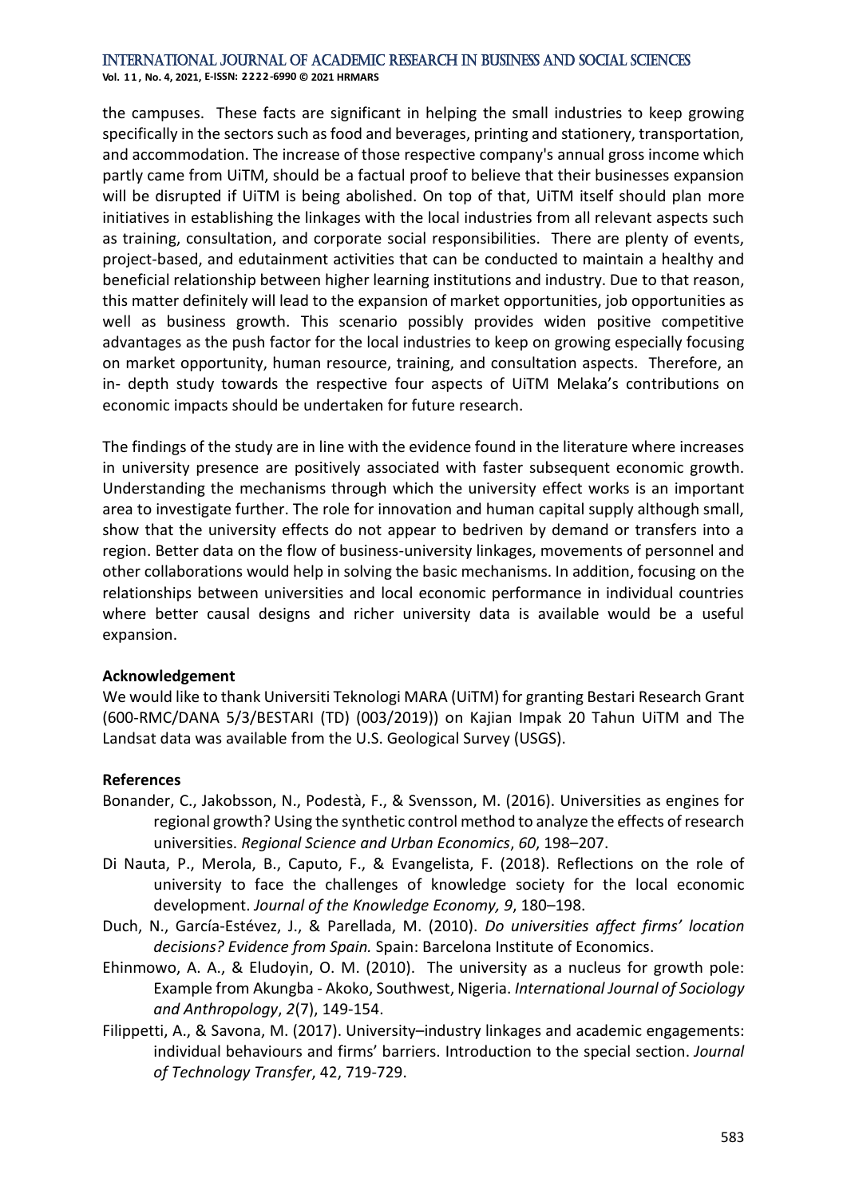the campuses. These facts are significant in helping the small industries to keep growing specifically in the sectors such as food and beverages, printing and stationery, transportation, and accommodation. The increase of those respective company's annual gross income which partly came from UiTM, should be a factual proof to believe that their businesses expansion will be disrupted if UiTM is being abolished. On top of that, UiTM itself should plan more initiatives in establishing the linkages with the local industries from all relevant aspects such as training, consultation, and corporate social responsibilities. There are plenty of events, project-based, and edutainment activities that can be conducted to maintain a healthy and beneficial relationship between higher learning institutions and industry. Due to that reason, this matter definitely will lead to the expansion of market opportunities, job opportunities as well as business growth. This scenario possibly provides widen positive competitive advantages as the push factor for the local industries to keep on growing especially focusing on market opportunity, human resource, training, and consultation aspects. Therefore, an in- depth study towards the respective four aspects of UiTM Melaka's contributions on economic impacts should be undertaken for future research.

The findings of the study are in line with the evidence found in the literature where increases in university presence are positively associated with faster subsequent economic growth. Understanding the mechanisms through which the university effect works is an important area to investigate further. The role for innovation and human capital supply although small, show that the university effects do not appear to bedriven by demand or transfers into a region. Better data on the flow of business-university linkages, movements of personnel and other collaborations would help in solving the basic mechanisms. In addition, focusing on the relationships between universities and local economic performance in individual countries where better causal designs and richer university data is available would be a useful expansion.

**Acknowledgement**

We would like to thank Universiti Teknologi MARA (UiTM) for granting Bestari Research Grant (600-RMC/DANA 5/3/BESTARI (TD) (003/2019)) on Kajian Impak 20 Tahun UiTM and The Landsat data was available from the U.S. Geological Survey (USGS).

**References**

Bonander, C., Jakobsson, N., Podestà, F., & Svensson, M. (2016). Universities as engines for regional growth? Using the synthetic control method to analyze the effects of research universities. *Regional Science and Urban Economics*, *60*, 198–207.

Di Nauta, P., Merola, B., Caputo, F., & Evangelista, F. (2018). Reflections on the role of university to face the challenges of knowledge society for the local economic development. *Journal of the Knowledge Economy, 9*, 180–198.

Duch, N., García-Estévez, J., & Parellada, M. (2010). *Do universities affect firms' location decisions? Evidence from Spain.* Spain: Barcelona Institute of Economics.

Ehinmowo, A. A., & Eludoyin, O. M. (2010). The university as a nucleus for growth pole: Example from Akungba - Akoko, Southwest, Nigeria. *International Journal of Sociology and Anthropology*, *2*(7), 149-154.

Filippetti, A., & Savona, M. (2017). University–industry linkages and academic engagements: individual behaviours and firms' barriers. Introduction to the special section. *Journal of Technology Transfer*, 42, 719-729.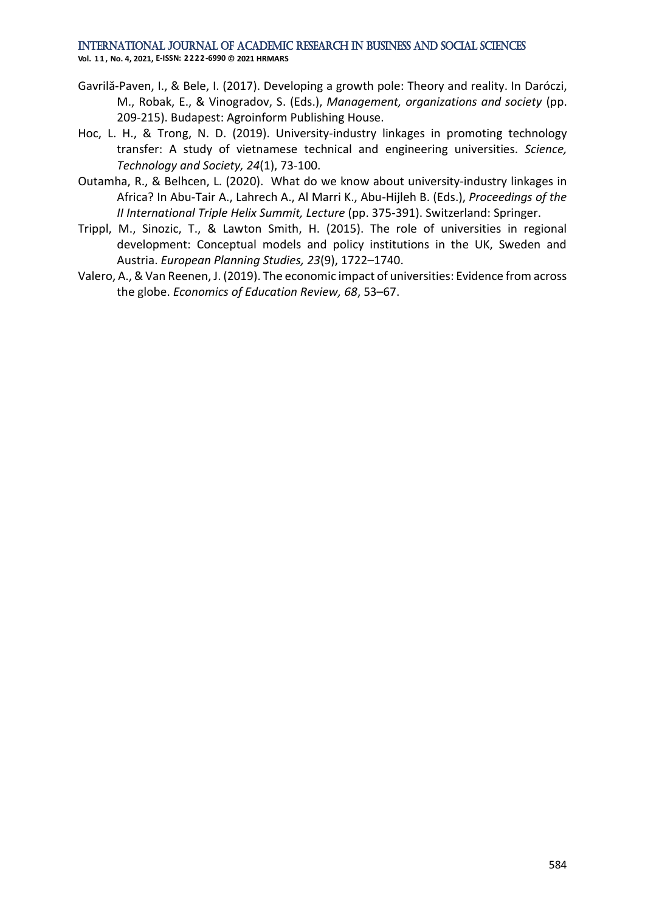Gavrilă-Paven, I., & Bele, I. (2017). Developing a growth pole: Theory and reality. In Daróczi, M., Robak, E., & Vinogradov, S. (Eds.), *Management, organizations and society* (pp. 209-215). Budapest: Agroinform Publishing House.

Hoc, L. H., & Trong, N. D. (2019). University-industry linkages in promoting technology transfer: A study of vietnamese technical and engineering universities. *Science, Technology and Society, 24*(1), 73-100.

Outamha, R., & Belhcen, L. (2020). What do we know about university-industry linkages in Africa? In Abu-Tair A., Lahrech A., Al Marri K., Abu-Hijleh B. (Eds.), *Proceedings of the II International Triple Helix Summit, Lecture* (pp. 375-391). Switzerland: Springer.

Trippl, M., Sinozic, T., & Lawton Smith, H. (2015). The role of universities in regional development: Conceptual models and policy institutions in the UK, Sweden and Austria. *European Planning Studies, 23*(9), 1722–1740.

Valero, A., & Van Reenen, J. (2019). The economic impact of universities: Evidence from across the globe. *Economics of Education Review, 68*, 53–67.